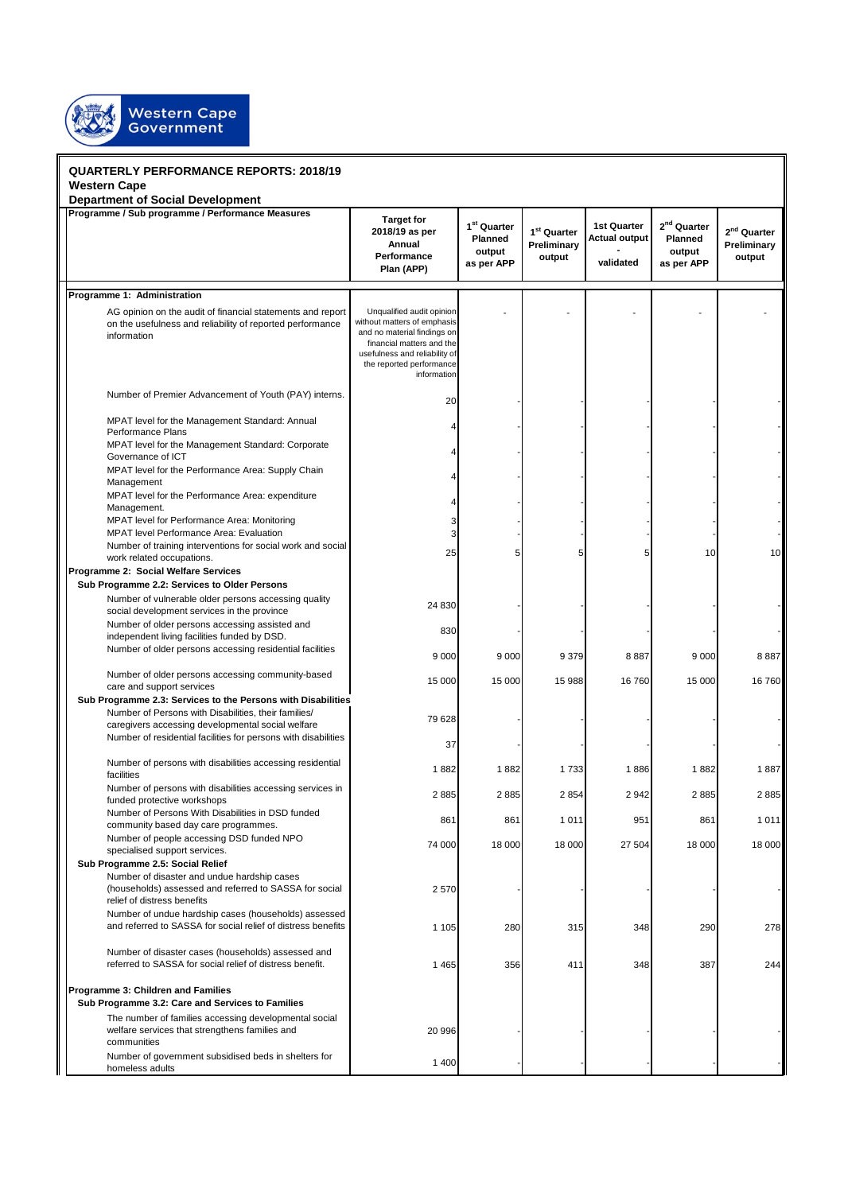**QUARTERLY PERFORMANCE REPORTS: 2018/19**
**Western Cape**
**Department of Social Development**

| Programme / Sub programme / Performance Measures | Target for 2018/19 as per Annual Performance Plan (APP) | 1st Quarter Planned output as per APP | 1st Quarter Preliminary output | 1st Quarter Actual output - validated | 2nd Quarter Planned output as per APP | 2nd Quarter Preliminary output |
|---|---|---|---|---|---|---|
| **Programme 1: Administration** | | | | | | |
| AG opinion on the audit of financial statements and report on the usefulness and reliability of reported performance information | Unqualified audit opinion without matters of emphasis and no material findings on financial matters and the usefulness and reliability of the reported performance information | - | - | - | - | - |
| Number of Premier Advancement of Youth (PAY) interns. | 20 | - | - | - | - | - |
| MPAT level for the Management Standard: Annual Performance Plans | 4 | - | - | - | - | - |
| MPAT level for the Management Standard: Corporate Governance of ICT | 4 | - | - | - | - | - |
| MPAT level for the Performance Area: Supply Chain Management | 4 | - | - | - | - | - |
| MPAT level for the Performance Area: expenditure Management. | 4 | - | - | - | - | - |
| MPAT level for Performance Area: Monitoring | 3 | - | - | - | - | - |
| MPAT level Performance Area: Evaluation | 3 | - | - | - | - | - |
| Number of training interventions for social work and social work related occupations. | 25 | 5 | 5 | 5 | 10 | 10 |
| **Programme 2: Social Welfare Services** | | | | | | |
| **Sub Programme 2.2: Services to Older Persons** | | | | | | |
| Number of vulnerable older persons accessing quality social development services in the province | 24 830 | - | - | - | - | - |
| Number of older persons accessing assisted and independent living facilities funded by DSD. | 830 | - | - | - | - | - |
| Number of older persons accessing residential facilities | 9 000 | 9 000 | 9 379 | 8 887 | 9 000 | 8 887 |
| Number of older persons accessing community-based care and support services | 15 000 | 15 000 | 15 988 | 16 760 | 15 000 | 16 760 |
| **Sub Programme 2.3: Services to the Persons with Disabilities** | | | | | | |
| Number of Persons with Disabilities, their families/ caregivers accessing developmental social welfare | 79 628 | - | - | - | - | - |
| Number of residential facilities for persons with disabilities | 37 | - | - | - | - | - |
| Number of persons with disabilities accessing residential facilities | 1 882 | 1 882 | 1 733 | 1 886 | 1 882 | 1 887 |
| Number of persons with disabilities accessing services in funded protective workshops | 2 885 | 2 885 | 2 854 | 2 942 | 2 885 | 2 885 |
| Number of Persons With Disabilities in DSD funded community based day care programmes. | 861 | 861 | 1 011 | 951 | 861 | 1 011 |
| Number of people accessing DSD funded NPO specialised support services. | 74 000 | 18 000 | 18 000 | 27 504 | 18 000 | 18 000 |
| **Sub Programme 2.5: Social Relief** | | | | | | |
| Number of disaster and undue hardship cases (households) assessed and referred to SASSA for social relief of distress benefits | 2 570 | - | - | - | - | - |
| Number of undue hardship cases (households) assessed and referred to SASSA for social relief of distress benefits | 1 105 | 280 | 315 | 348 | 290 | 278 |
| Number of disaster cases (households) assessed and referred to SASSA for social relief of distress benefit. | 1 465 | 356 | 411 | 348 | 387 | 244 |
| **Programme 3: Children and Families** | | | | | | |
| **Sub Programme 3.2: Care and Services to Families** | | | | | | |
| The number of families accessing developmental social welfare services that strengthens families and communities | 20 996 | - | - | - | - | - |
| Number of government subsidised beds in shelters for homeless adults | 1 400 | - | - | - | - | - |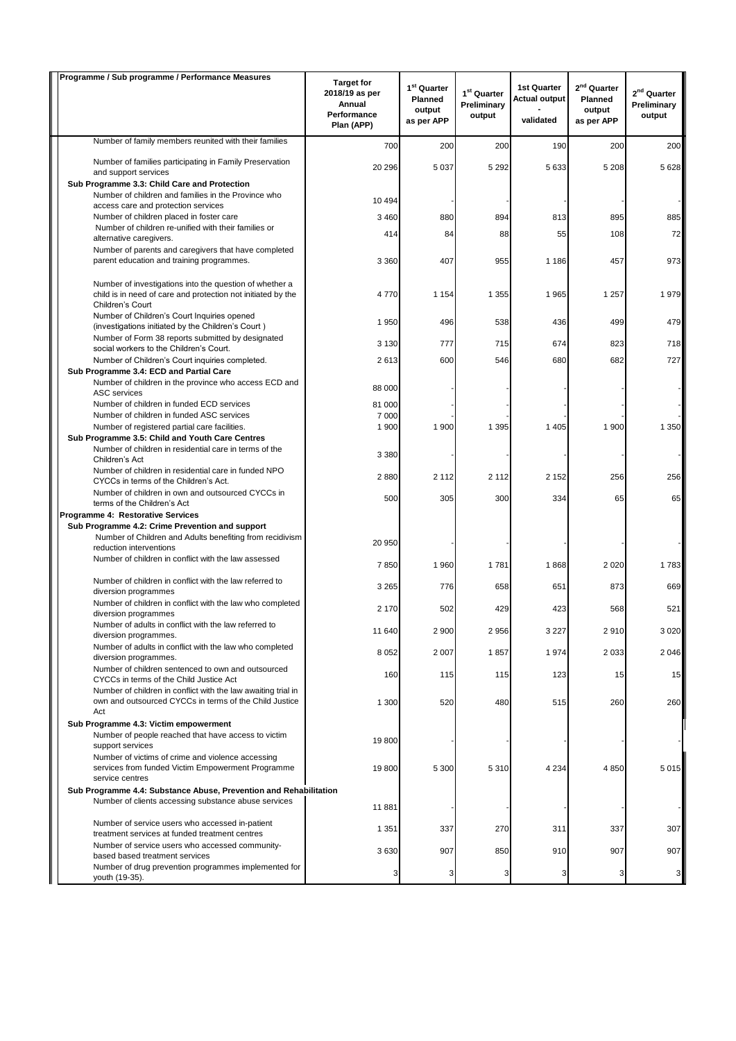| Programme / Sub programme / Performance Measures | Target for 2018/19 as per Annual Performance Plan (APP) | 1st Quarter Planned output as per APP | 1st Quarter Preliminary output | 1st Quarter Actual output - validated | 2nd Quarter Planned output as per APP | 2nd Quarter Preliminary output |
|---|---|---|---|---|---|---|
| Number of family members reunited with their families | 700 | 200 | 200 | 190 | 200 | 200 |
| Number of families participating in Family Preservation and support services | 20 296 | 5 037 | 5 292 | 5 633 | 5 208 | 5 628 |
| **Sub Programme 3.3: Child Care and Protection** | | | | | | |
| Number of children and families in the Province who access care and protection services | 10 494 | - | - | - | - | - |
| Number of children placed in foster care | 3 460 | 880 | 894 | 813 | 895 | 885 |
| Number of children re-unified with their families or alternative caregivers. | 414 | 84 | 88 | 55 | 108 | 72 |
| Number of parents and caregivers that have completed parent education and training programmes. | 3 360 | 407 | 955 | 1 186 | 457 | 973 |
| Number of investigations into the question of whether a child is in need of care and protection not initiated by the Children's Court | 4 770 | 1 154 | 1 355 | 1 965 | 1 257 | 1 979 |
| Number of Children's Court Inquiries opened (investigations initiated by the Children's Court ) | 1 950 | 496 | 538 | 436 | 499 | 479 |
| Number of Form 38 reports submitted by designated social workers to the Children's Court. | 3 130 | 777 | 715 | 674 | 823 | 718 |
| Number of Children's Court inquiries completed. | 2 613 | 600 | 546 | 680 | 682 | 727 |
| **Sub Programme 3.4: ECD and Partial Care** | | | | | | |
| Number of children in the province who access ECD and ASC services | 88 000 | - | - | - | - | - |
| Number of children in funded ECD services | 81 000 | - | - | - | - | - |
| Number of children in funded ASC services | 7 000 | - | - | - | - | - |
| Number of registered partial care facilities. | 1 900 | 1 900 | 1 395 | 1 405 | 1 900 | 1 350 |
| **Sub Programme 3.5: Child and Youth Care Centres** | | | | | | |
| Number of children in residential care in terms of the Children's Act | 3 380 | - | - | - | - | - |
| Number of children in residential care in funded NPO CYCCs in terms of the Children's Act. | 2 880 | 2 112 | 2 112 | 2 152 | 256 | 256 |
| Number of children in own and outsourced CYCCs in terms of the Children's Act | 500 | 305 | 300 | 334 | 65 | 65 |
| **Programme 4: Restorative Services** | | | | | | |
| **Sub Programme 4.2: Crime Prevention and support** | | | | | | |
| Number of Children and Adults benefiting from recidivism reduction interventions | 20 950 | - | - | - | - | - |
| Number of children in conflict with the law assessed | 7 850 | 1 960 | 1 781 | 1 868 | 2 020 | 1 783 |
| Number of children in conflict with the law referred to diversion programmes | 3 265 | 776 | 658 | 651 | 873 | 669 |
| Number of children in conflict with the law who completed diversion programmes | 2 170 | 502 | 429 | 423 | 568 | 521 |
| Number of adults in conflict with the law referred to diversion programmes. | 11 640 | 2 900 | 2 956 | 3 227 | 2 910 | 3 020 |
| Number of adults in conflict with the law who completed diversion programmes. | 8 052 | 2 007 | 1 857 | 1 974 | 2 033 | 2 046 |
| Number of children sentenced to own and outsourced CYCCs in terms of the Child Justice Act | 160 | 115 | 115 | 123 | 15 | 15 |
| Number of children in conflict with the law awaiting trial in own and outsourced CYCCs in terms of the Child Justice Act | 1 300 | 520 | 480 | 515 | 260 | 260 |
| **Sub Programme 4.3: Victim empowerment** | | | | | | |
| Number of people reached that have access to victim support services | 19 800 | - | - | - | - | - |
| Number of victims of crime and violence accessing services from funded Victim Empowerment Programme service centres | 19 800 | 5 300 | 5 310 | 4 234 | 4 850 | 5 015 |
| **Sub Programme 4.4: Substance Abuse, Prevention and Rehabilitation** | | | | | | |
| Number of clients accessing substance abuse services | 11 881 | - | - | - | - | - |
| Number of service users who accessed in-patient treatment services at funded treatment centres | 1 351 | 337 | 270 | 311 | 337 | 307 |
| Number of service users who accessed community-based based treatment services | 3 630 | 907 | 850 | 910 | 907 | 907 |
| Number of drug prevention programmes implemented for youth (19-35). | 3 | 3 | 3 | 3 | 3 | 3 |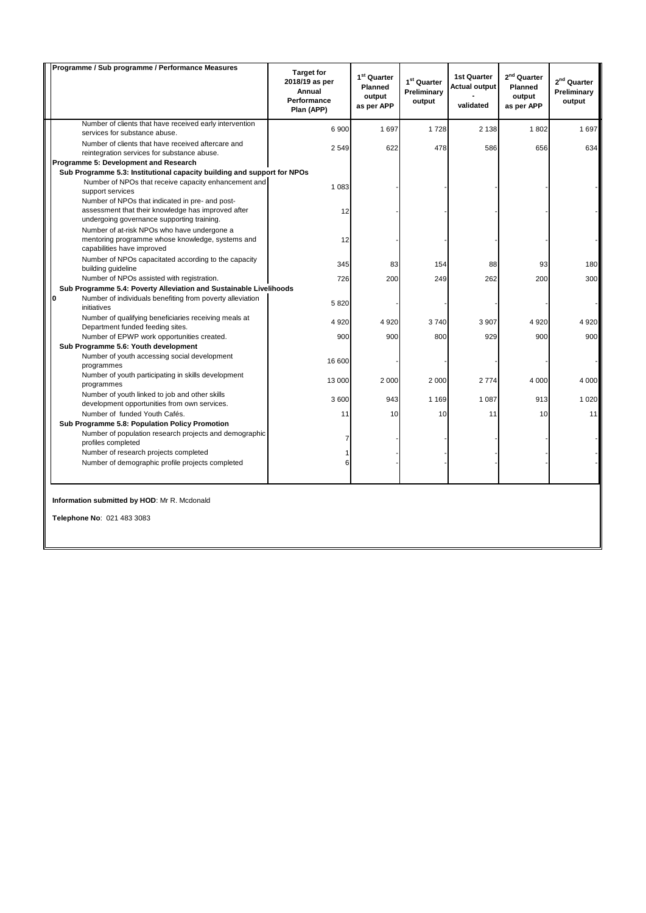| Programme / Sub programme / Performance Measures | Target for 2018/19 as per Annual Performance Plan (APP) | 1st Quarter Planned output as per APP | 1st Quarter Preliminary output | 1st Quarter Actual output - validated | 2nd Quarter Planned output as per APP | 2nd Quarter Preliminary output |
|---|---|---|---|---|---|---|
| Number of clients that have received early intervention services for substance abuse. | 6 900 | 1 697 | 1 728 | 2 138 | 1 802 | 1 697 |
| Number of clients that have received aftercare and reintegration services for substance abuse. | 2 549 | 622 | 478 | 586 | 656 | 634 |
| **Programme 5: Development and Research** | | | | | | |
| **Sub Programme 5.3: Institutional capacity building and support for NPOs** | | | | | | |
| Number of NPOs that receive capacity enhancement and support services | 1 083 | - | - | - | - | - |
| Number of NPOs that indicated in pre- and post-assessment that their knowledge has improved after undergoing governance supporting training. | 12 | - | - | - | - | - |
| Number of at-risk NPOs who have undergone a mentoring programme whose knowledge, systems and capabilities have improved | 12 | - | - | - | - | - |
| Number of NPOs capacitated according to the capacity building guideline | 345 | 83 | 154 | 88 | 93 | 180 |
| Number of NPOs assisted with registration. | 726 | 200 | 249 | 262 | 200 | 300 |
| **Sub Programme 5.4: Poverty Alleviation and Sustainable Livelihoods** | | | | | | |
| 0 Number of individuals benefiting from poverty alleviation initiatives | 5 820 | - | - | - | - | - |
| Number of qualifying beneficiaries receiving meals at Department funded feeding sites. | 4 920 | 4 920 | 3 740 | 3 907 | 4 920 | 4 920 |
| Number of EPWP work opportunities created. | 900 | 900 | 800 | 929 | 900 | 900 |
| **Sub Programme 5.6: Youth development** | | | | | | |
| Number of youth accessing social development programmes | 16 600 | - | - | - | - | - |
| Number of youth participating in skills development programmes | 13 000 | 2 000 | 2 000 | 2 774 | 4 000 | 4 000 |
| Number of youth linked to job and other skills development opportunities from own services. | 3 600 | 943 | 1 169 | 1 087 | 913 | 1 020 |
| Number of funded Youth Cafés. | 11 | 10 | 10 | 11 | 10 | 11 |
| **Sub Programme 5.8: Population Policy Promotion** | | | | | | |
| Number of population research projects and demographic profiles completed | 7 | - | - | - | - | - |
| Number of research projects completed | 1 | - | - | - | - | - |
| Number of demographic profile projects completed | 6 | - | - | - | - | - |

**Information submitted by HOD**: Mr R. Mcdonald

**Telephone No**: 021 483 3083